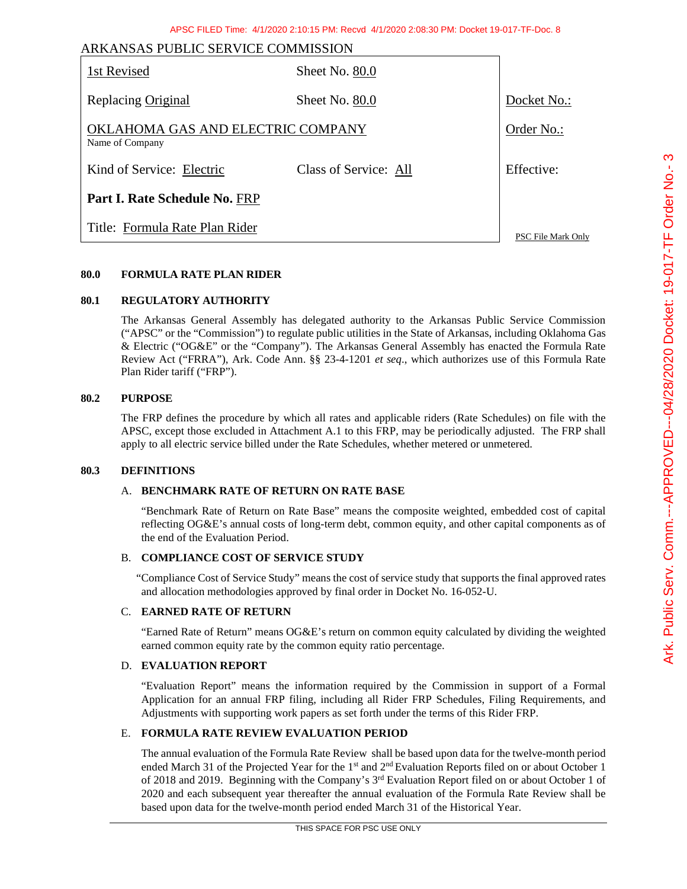ARKANSAS PUBLIC SERVICE COMMISSION

| | | |
|---|---|---|
| 1st Revised | Sheet No. 80.0 | |
| Replacing Original | Sheet No. 80.0 | Docket No.: |
| OKLAHOMA GAS AND ELECTRIC COMPANY<br>Name of Company | | Order No.: |
| Kind of Service: Electric | Class of Service: All | Effective: |
| **Part I. Rate Schedule No.** FRP | | |
| Title: Formula Rate Plan Rider | | PSC File Mark Only |

## 80.0 FORMULA RATE PLAN RIDER

### 80.1 REGULATORY AUTHORITY

The Arkansas General Assembly has delegated authority to the Arkansas Public Service Commission ("APSC" or the "Commission") to regulate public utilities in the State of Arkansas, including Oklahoma Gas & Electric ("OG&E" or the "Company"). The Arkansas General Assembly has enacted the Formula Rate Review Act ("FRRA"), Ark. Code Ann. §§ 23-4-1201 *et seq*., which authorizes use of this Formula Rate Plan Rider tariff ("FRP").

### 80.2 PURPOSE

The FRP defines the procedure by which all rates and applicable riders (Rate Schedules) on file with the APSC, except those excluded in Attachment A.1 to this FRP, may be periodically adjusted. The FRP shall apply to all electric service billed under the Rate Schedules, whether metered or unmetered.

### 80.3 DEFINITIONS

A. **BENCHMARK RATE OF RETURN ON RATE BASE**

"Benchmark Rate of Return on Rate Base" means the composite weighted, embedded cost of capital reflecting OG&E's annual costs of long-term debt, common equity, and other capital components as of the end of the Evaluation Period.

B. **COMPLIANCE COST OF SERVICE STUDY**

"Compliance Cost of Service Study" means the cost of service study that supports the final approved rates and allocation methodologies approved by final order in Docket No. 16-052-U.

C. **EARNED RATE OF RETURN**

"Earned Rate of Return" means OG&E's return on common equity calculated by dividing the weighted earned common equity rate by the common equity ratio percentage.

D. **EVALUATION REPORT**

"Evaluation Report" means the information required by the Commission in support of a Formal Application for an annual FRP filing, including all Rider FRP Schedules, Filing Requirements, and Adjustments with supporting work papers as set forth under the terms of this Rider FRP.

E. **FORMULA RATE REVIEW EVALUATION PERIOD**

The annual evaluation of the Formula Rate Review shall be based upon data for the twelve-month period ended March 31 of the Projected Year for the 1st and 2nd Evaluation Reports filed on or about October 1 of 2018 and 2019. Beginning with the Company's 3rd Evaluation Report filed on or about October 1 of 2020 and each subsequent year thereafter the annual evaluation of the Formula Rate Review shall be based upon data for the twelve-month period ended March 31 of the Historical Year.

THIS SPACE FOR PSC USE ONLY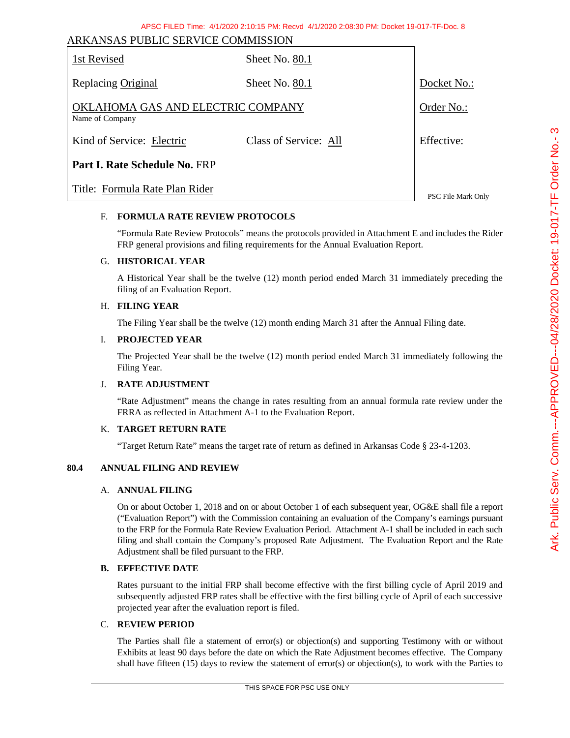ARKANSAS PUBLIC SERVICE COMMISSION

| | | |
|---|---|---|
| 1st Revised | Sheet No. 80.1 | |
| Replacing Original | Sheet No. 80.1 | Docket No.: |
| OKLAHOMA GAS AND ELECTRIC COMPANY<br>Name of Company | | Order No.: |
| Kind of Service: Electric | Class of Service: All | Effective: |
| **Part I. Rate Schedule No.** FRP | | |
| Title: Formula Rate Plan Rider | | PSC File Mark Only |

F. **FORMULA RATE REVIEW PROTOCOLS**

"Formula Rate Review Protocols" means the protocols provided in Attachment E and includes the Rider FRP general provisions and filing requirements for the Annual Evaluation Report.

G. **HISTORICAL YEAR**

A Historical Year shall be the twelve (12) month period ended March 31 immediately preceding the filing of an Evaluation Report.

H. **FILING YEAR**

The Filing Year shall be the twelve (12) month ending March 31 after the Annual Filing date.

I. **PROJECTED YEAR**

The Projected Year shall be the twelve (12) month period ended March 31 immediately following the Filing Year.

J. **RATE ADJUSTMENT**

"Rate Adjustment" means the change in rates resulting from an annual formula rate review under the FRRA as reflected in Attachment A-1 to the Evaluation Report.

K. **TARGET RETURN RATE**

"Target Return Rate" means the target rate of return as defined in Arkansas Code § 23-4-1203.

## 80.4 ANNUAL FILING AND REVIEW

A. **ANNUAL FILING**

On or about October 1, 2018 and on or about October 1 of each subsequent year, OG&E shall file a report ("Evaluation Report") with the Commission containing an evaluation of the Company's earnings pursuant to the FRP for the Formula Rate Review Evaluation Period. Attachment A-1 shall be included in each such filing and shall contain the Company's proposed Rate Adjustment. The Evaluation Report and the Rate Adjustment shall be filed pursuant to the FRP.

**B. EFFECTIVE DATE**

Rates pursuant to the initial FRP shall become effective with the first billing cycle of April 2019 and subsequently adjusted FRP rates shall be effective with the first billing cycle of April of each successive projected year after the evaluation report is filed.

C. **REVIEW PERIOD**

The Parties shall file a statement of error(s) or objection(s) and supporting Testimony with or without Exhibits at least 90 days before the date on which the Rate Adjustment becomes effective. The Company shall have fifteen (15) days to review the statement of error(s) or objection(s), to work with the Parties to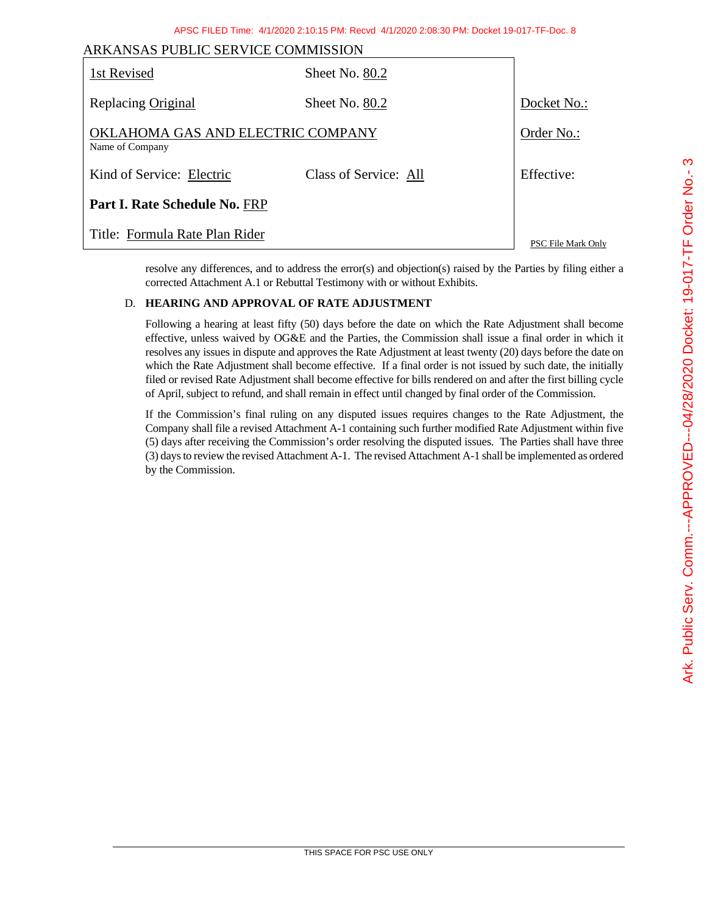ARKANSAS PUBLIC SERVICE COMMISSION

| | | |
|---|---|---|
| 1st Revised | Sheet No. 80.2 | |
| Replacing Original | Sheet No. 80.2 | Docket No.: |
| OKLAHOMA GAS AND ELECTRIC COMPANY<br>Name of Company | | Order No.: |
| Kind of Service: Electric | Class of Service: All | Effective: |
| **Part I. Rate Schedule No.** FRP | | |
| Title: Formula Rate Plan Rider | | PSC File Mark Only |

resolve any differences, and to address the error(s) and objection(s) raised by the Parties by filing either a corrected Attachment A.1 or Rebuttal Testimony with or without Exhibits.

D. **HEARING AND APPROVAL OF RATE ADJUSTMENT**

Following a hearing at least fifty (50) days before the date on which the Rate Adjustment shall become effective, unless waived by OG&E and the Parties, the Commission shall issue a final order in which it resolves any issues in dispute and approves the Rate Adjustment at least twenty (20) days before the date on which the Rate Adjustment shall become effective. If a final order is not issued by such date, the initially filed or revised Rate Adjustment shall become effective for bills rendered on and after the first billing cycle of April, subject to refund, and shall remain in effect until changed by final order of the Commission.

If the Commission's final ruling on any disputed issues requires changes to the Rate Adjustment, the Company shall file a revised Attachment A-1 containing such further modified Rate Adjustment within five (5) days after receiving the Commission's order resolving the disputed issues. The Parties shall have three (3) days to review the revised Attachment A-1. The revised Attachment A-1 shall be implemented as ordered by the Commission.

THIS SPACE FOR PSC USE ONLY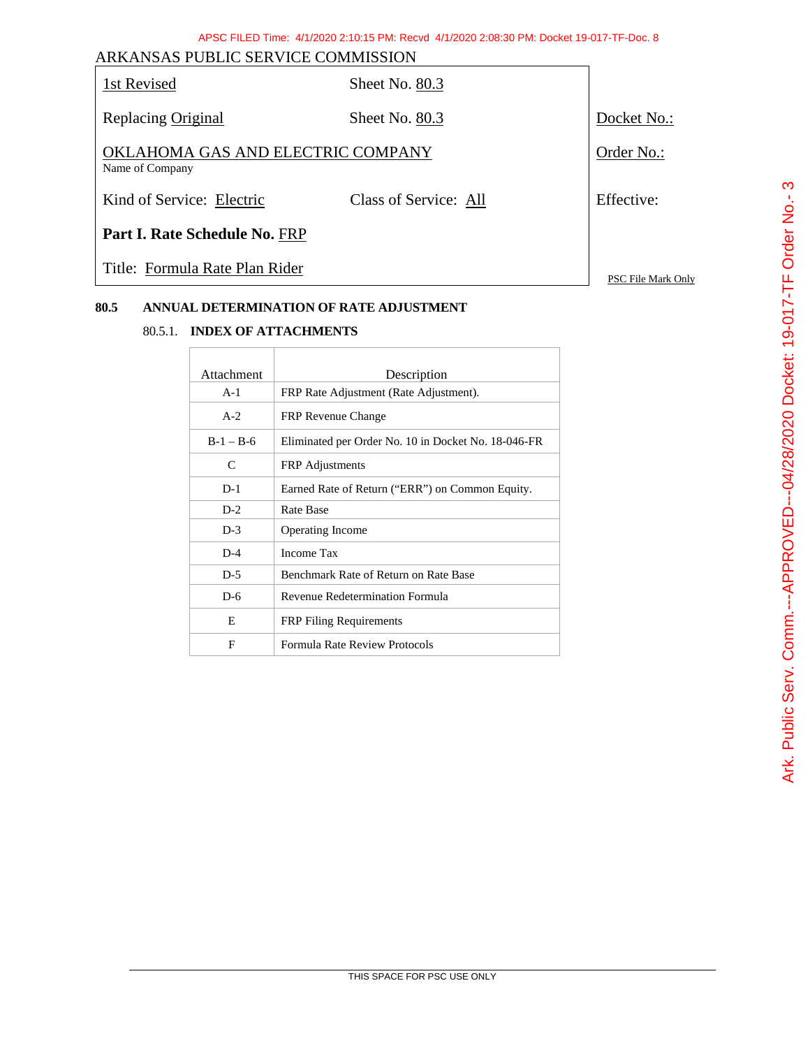APSC FILED Time: 4/1/2020 2:10:15 PM: Recvd 4/1/2020 2:08:30 PM: Docket 19-017-TF-Doc. 8

ARKANSAS PUBLIC SERVICE COMMISSION

| | | |
|---|---|---|
| 1st Revised | Sheet No. 80.3 | |
| Replacing Original | Sheet No. 80.3 | Docket No.: |
| OKLAHOMA GAS AND ELECTRIC COMPANY<br>Name of Company | | Order No.: |
| Kind of Service: Electric | Class of Service: All | Effective: |
| **Part I. Rate Schedule No.** FRP | | |
| Title: Formula Rate Plan Rider | | PSC File Mark Only |

**80.5 ANNUAL DETERMINATION OF RATE ADJUSTMENT**

80.5.1. **INDEX OF ATTACHMENTS**

| Attachment | Description |
|---|---|
| A-1 | FRP Rate Adjustment (Rate Adjustment). |
| A-2 | FRP Revenue Change |
| B-1 – B-6 | Eliminated per Order No. 10 in Docket No. 18-046-FR |
| C | FRP Adjustments |
| D-1 | Earned Rate of Return ("ERR") on Common Equity. |
| D-2 | Rate Base |
| D-3 | Operating Income |
| D-4 | Income Tax |
| D-5 | Benchmark Rate of Return on Rate Base |
| D-6 | Revenue Redetermination Formula |
| E | FRP Filing Requirements |
| F | Formula Rate Review Protocols |

THIS SPACE FOR PSC USE ONLY

Ark. Public Serv. Comm.---APPROVED---04/28/2020 Docket: 19-017-TF Order No.- 3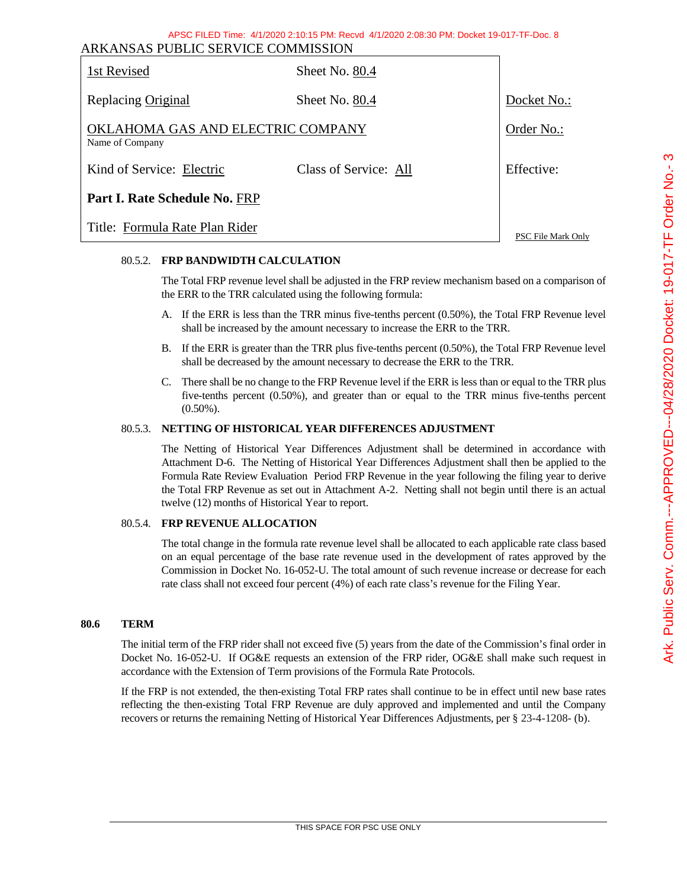APSC FILED Time: 4/1/2020 2:10:15 PM: Recvd 4/1/2020 2:08:30 PM: Docket 19-017-TF-Doc. 8

ARKANSAS PUBLIC SERVICE COMMISSION

| | | |
|---|---|---|
| 1st Revised | Sheet No. 80.4 | |
| Replacing Original | Sheet No. 80.4 | Docket No.: |
| OKLAHOMA GAS AND ELECTRIC COMPANY<br>Name of Company | | Order No.: |
| Kind of Service: Electric | Class of Service: All | Effective: |
| **Part I. Rate Schedule No.** FRP | | |
| Title: Formula Rate Plan Rider | | PSC File Mark Only |

80.5.2. **FRP BANDWIDTH CALCULATION**

The Total FRP revenue level shall be adjusted in the FRP review mechanism based on a comparison of the ERR to the TRR calculated using the following formula:

A. If the ERR is less than the TRR minus five-tenths percent (0.50%), the Total FRP Revenue level shall be increased by the amount necessary to increase the ERR to the TRR.

B. If the ERR is greater than the TRR plus five-tenths percent (0.50%), the Total FRP Revenue level shall be decreased by the amount necessary to decrease the ERR to the TRR.

C. There shall be no change to the FRP Revenue level if the ERR is less than or equal to the TRR plus five-tenths percent (0.50%), and greater than or equal to the TRR minus five-tenths percent (0.50%).

80.5.3. **NETTING OF HISTORICAL YEAR DIFFERENCES ADJUSTMENT**

The Netting of Historical Year Differences Adjustment shall be determined in accordance with Attachment D-6. The Netting of Historical Year Differences Adjustment shall then be applied to the Formula Rate Review Evaluation Period FRP Revenue in the year following the filing year to derive the Total FRP Revenue as set out in Attachment A-2. Netting shall not begin until there is an actual twelve (12) months of Historical Year to report.

80.5.4. **FRP REVENUE ALLOCATION**

The total change in the formula rate revenue level shall be allocated to each applicable rate class based on an equal percentage of the base rate revenue used in the development of rates approved by the Commission in Docket No. 16-052-U. The total amount of such revenue increase or decrease for each rate class shall not exceed four percent (4%) of each rate class's revenue for the Filing Year.

**80.6 TERM**

The initial term of the FRP rider shall not exceed five (5) years from the date of the Commission's final order in Docket No. 16-052-U. If OG&E requests an extension of the FRP rider, OG&E shall make such request in accordance with the Extension of Term provisions of the Formula Rate Protocols.

If the FRP is not extended, the then-existing Total FRP rates shall continue to be in effect until new base rates reflecting the then-existing Total FRP Revenue are duly approved and implemented and until the Company recovers or returns the remaining Netting of Historical Year Differences Adjustments, per § 23-4-1208- (b).

THIS SPACE FOR PSC USE ONLY

Ark. Public Serv. Comm.---APPROVED---04/28/2020 Docket: 19-017-TF Order No.- 3